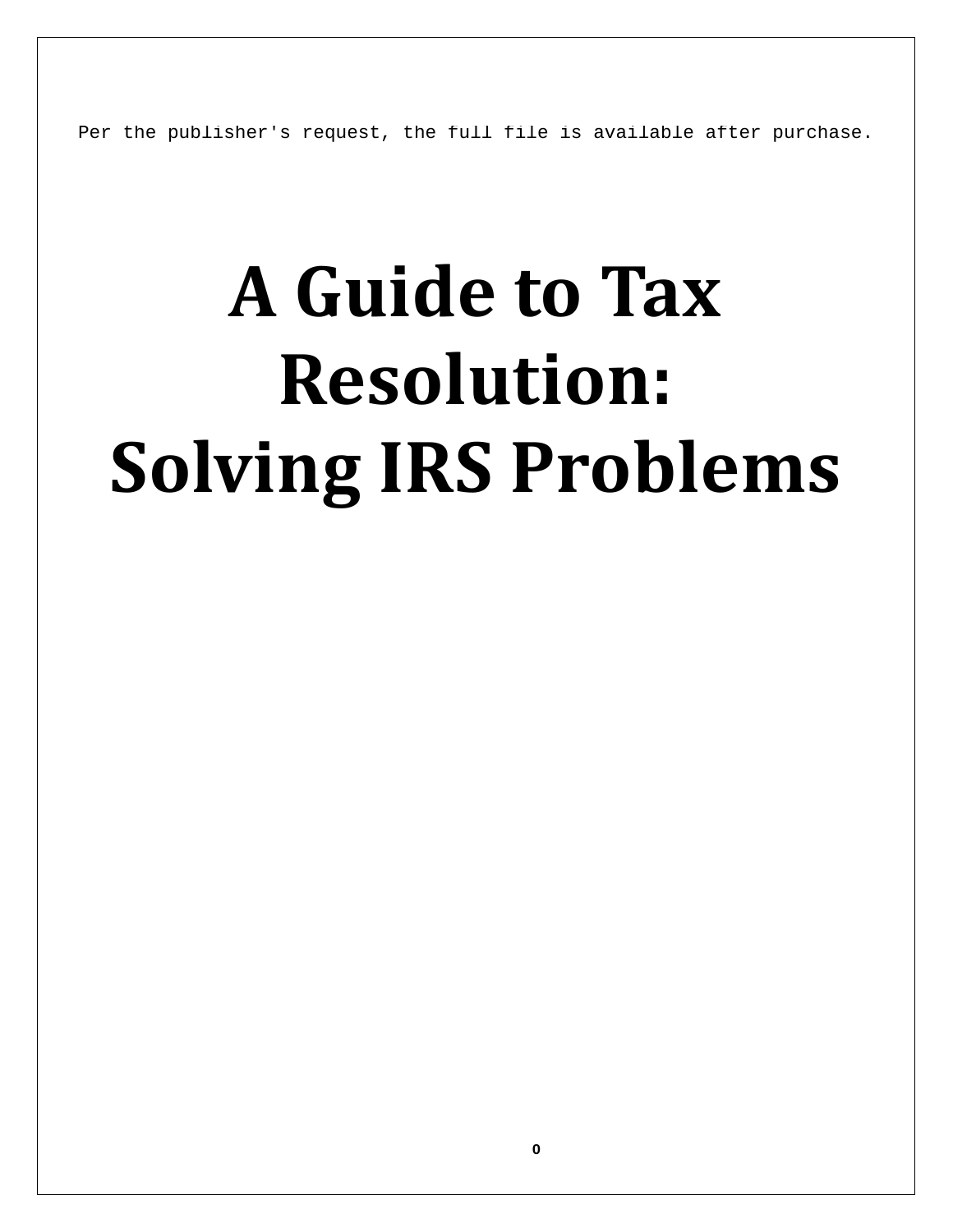Per the publisher's request, the full file is available after purchase.

# A Guide to Tax Resolution: Solving IRS Problems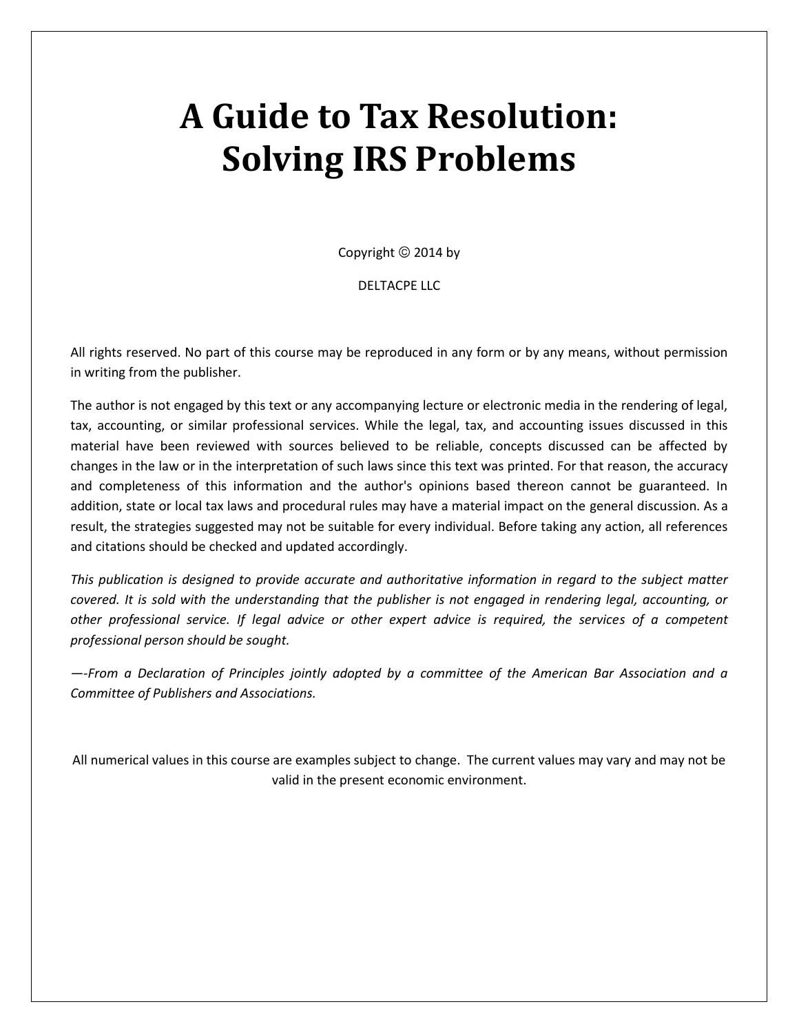# A Guide to Tax Resolution: Solving IRS Problems

Copyright Ⓒ 2014 by

DELTACPE LLC

All rights reserved. No part of this course may be reproduced in any form or by any means, without permission in writing from the publisher.

The author is not engaged by this text or any accompanying lecture or electronic media in the rendering of legal, tax, accounting, or similar professional services. While the legal, tax, and accounting issues discussed in this material have been reviewed with sources believed to be reliable, concepts discussed can be affected by changes in the law or in the interpretation of such laws since this text was printed. For that reason, the accuracy and completeness of this information and the author's opinions based thereon cannot be guaranteed. In addition, state or local tax laws and procedural rules may have a material impact on the general discussion. As a result, the strategies suggested may not be suitable for every individual. Before taking any action, all references and citations should be checked and updated accordingly.

*This publication is designed to provide accurate and authoritative information in regard to the subject matter covered. It is sold with the understanding that the publisher is not engaged in rendering legal, accounting, or other professional service. If legal advice or other expert advice is required, the services of a competent professional person should be sought.*

*—-From a Declaration of Principles jointly adopted by a committee of the American Bar Association and a Committee of Publishers and Associations.*

All numerical values in this course are examples subject to change. The current values may vary and may not be valid in the present economic environment.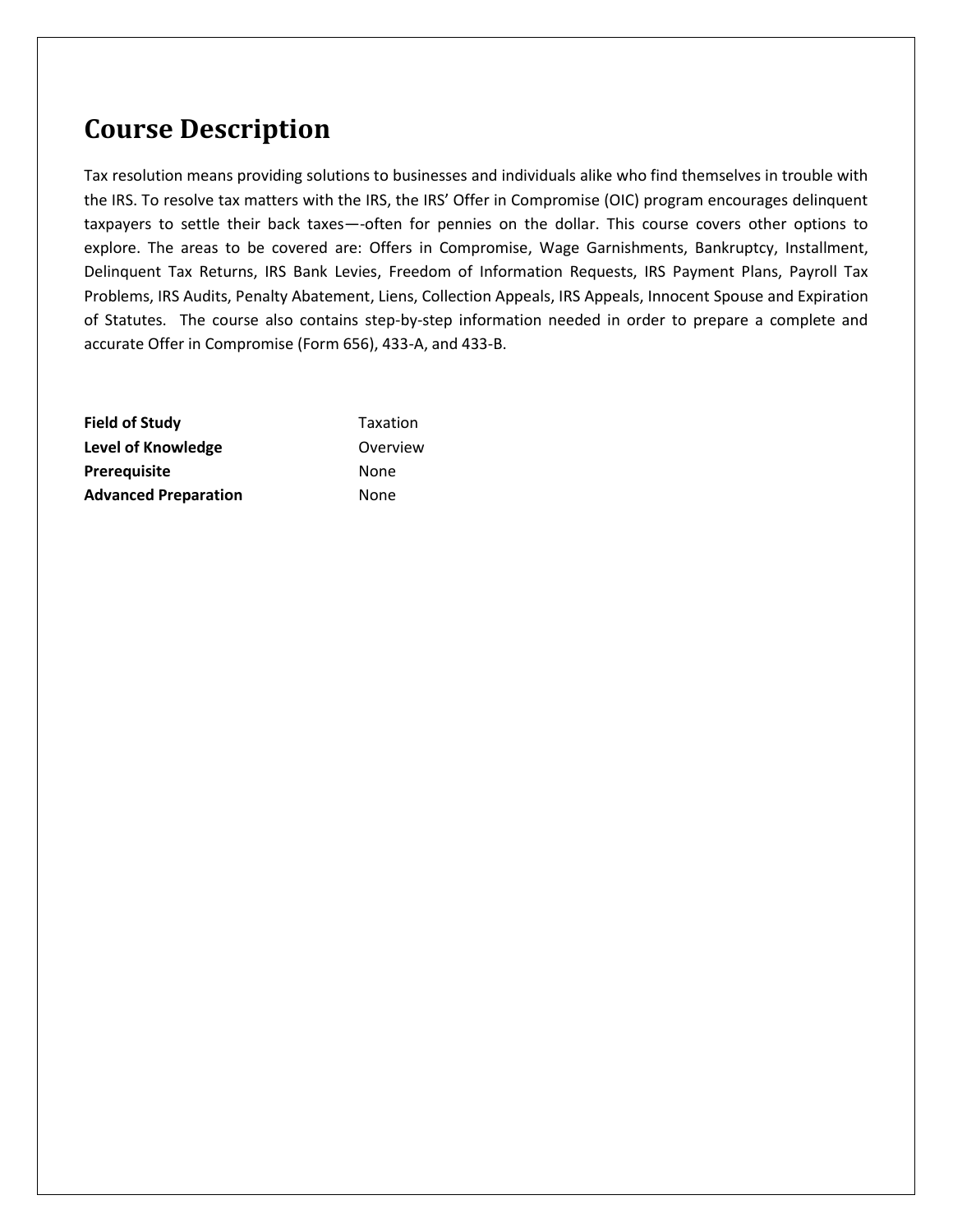# Course Description

Tax resolution means providing solutions to businesses and individuals alike who find themselves in trouble with the IRS. To resolve tax matters with the IRS, the IRS' Offer in Compromise (OIC) program encourages delinquent taxpayers to settle their back taxes—-often for pennies on the dollar. This course covers other options to explore. The areas to be covered are: Offers in Compromise, Wage Garnishments, Bankruptcy, Installment, Delinquent Tax Returns, IRS Bank Levies, Freedom of Information Requests, IRS Payment Plans, Payroll Tax Problems, IRS Audits, Penalty Abatement, Liens, Collection Appeals, IRS Appeals, Innocent Spouse and Expiration of Statutes. The course also contains step-by-step information needed in order to prepare a complete and accurate Offer in Compromise (Form 656), 433-A, and 433-B.

| | |
|---|---|
| **Field of Study** | Taxation |
| **Level of Knowledge** | Overview |
| **Prerequisite** | None |
| **Advanced Preparation** | None |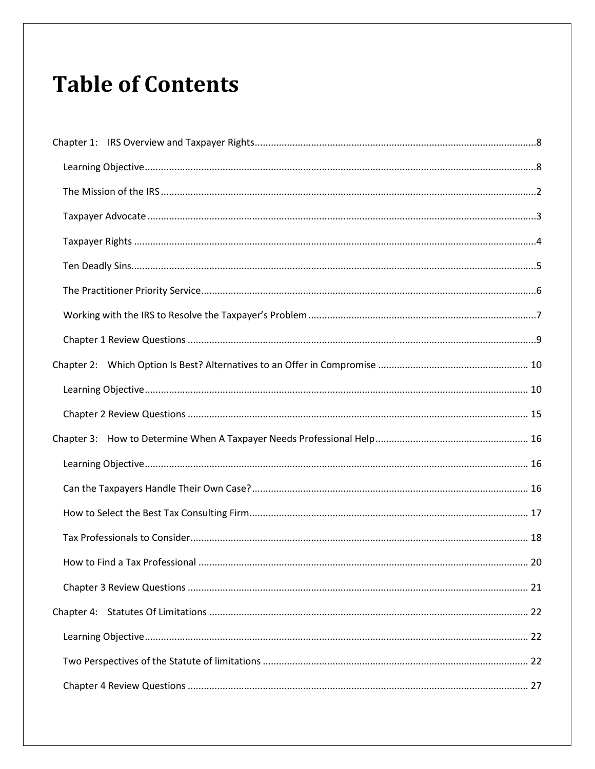# Table of Contents

Chapter 1: IRS Overview and Taxpayer Rights........................................................................................................8

- Learning Objective................................................................................................................................8
- The Mission of the IRS..........................................................................................................................2
- Taxpayer Advocate ...............................................................................................................................3
- Taxpayer Rights ....................................................................................................................................4
- Ten Deadly Sins.....................................................................................................................................5
- The Practitioner Priority Service............................................................................................................6
- Working with the IRS to Resolve the Taxpayer's Problem....................................................................7
- Chapter 1 Review Questions ................................................................................................................9

Chapter 2: Which Option Is Best? Alternatives to an Offer in Compromise ....................................................... 10

- Learning Objective............................................................................................................................. 10
- Chapter 2 Review Questions .............................................................................................................. 15

Chapter 3: How to Determine When A Taxpayer Needs Professional Help......................................................... 16

- Learning Objective............................................................................................................................. 16
- Can the Taxpayers Handle Their Own Case?...................................................................................... 16
- How to Select the Best Tax Consulting Firm....................................................................................... 17
- Tax Professionals to Consider............................................................................................................. 18
- How to Find a Tax Professional .......................................................................................................... 20
- Chapter 3 Review Questions .............................................................................................................. 21

Chapter 4: Statutes Of Limitations ...................................................................................................................... 22

- Learning Objective............................................................................................................................. 22
- Two Perspectives of the Statute of limitations .................................................................................. 22
- Chapter 4 Review Questions .............................................................................................................. 27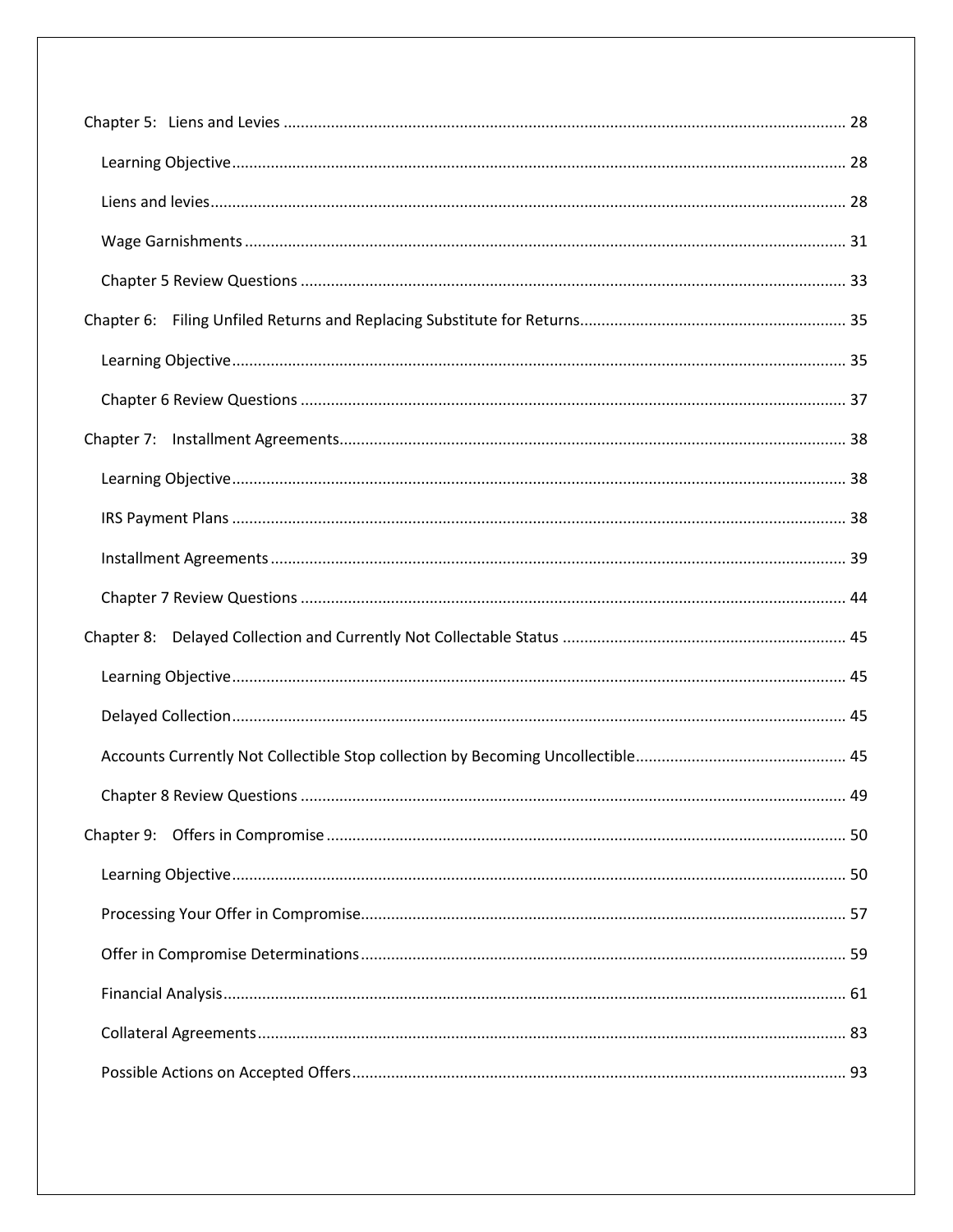Chapter 5: Liens and Levies ..... 28

Learning Objective ..... 28

Liens and levies ..... 28

Wage Garnishments ..... 31

Chapter 5 Review Questions ..... 33

Chapter 6: Filing Unfiled Returns and Replacing Substitute for Returns ..... 35

Learning Objective ..... 35

Chapter 6 Review Questions ..... 37

Chapter 7: Installment Agreements ..... 38

Learning Objective ..... 38

IRS Payment Plans ..... 38

Installment Agreements ..... 39

Chapter 7 Review Questions ..... 44

Chapter 8: Delayed Collection and Currently Not Collectable Status ..... 45

Learning Objective ..... 45

Delayed Collection ..... 45

Accounts Currently Not Collectible Stop collection by Becoming Uncollectible ..... 45

Chapter 8 Review Questions ..... 49

Chapter 9: Offers in Compromise ..... 50

Learning Objective ..... 50

Processing Your Offer in Compromise ..... 57

Offer in Compromise Determinations ..... 59

Financial Analysis ..... 61

Collateral Agreements ..... 83

Possible Actions on Accepted Offers ..... 93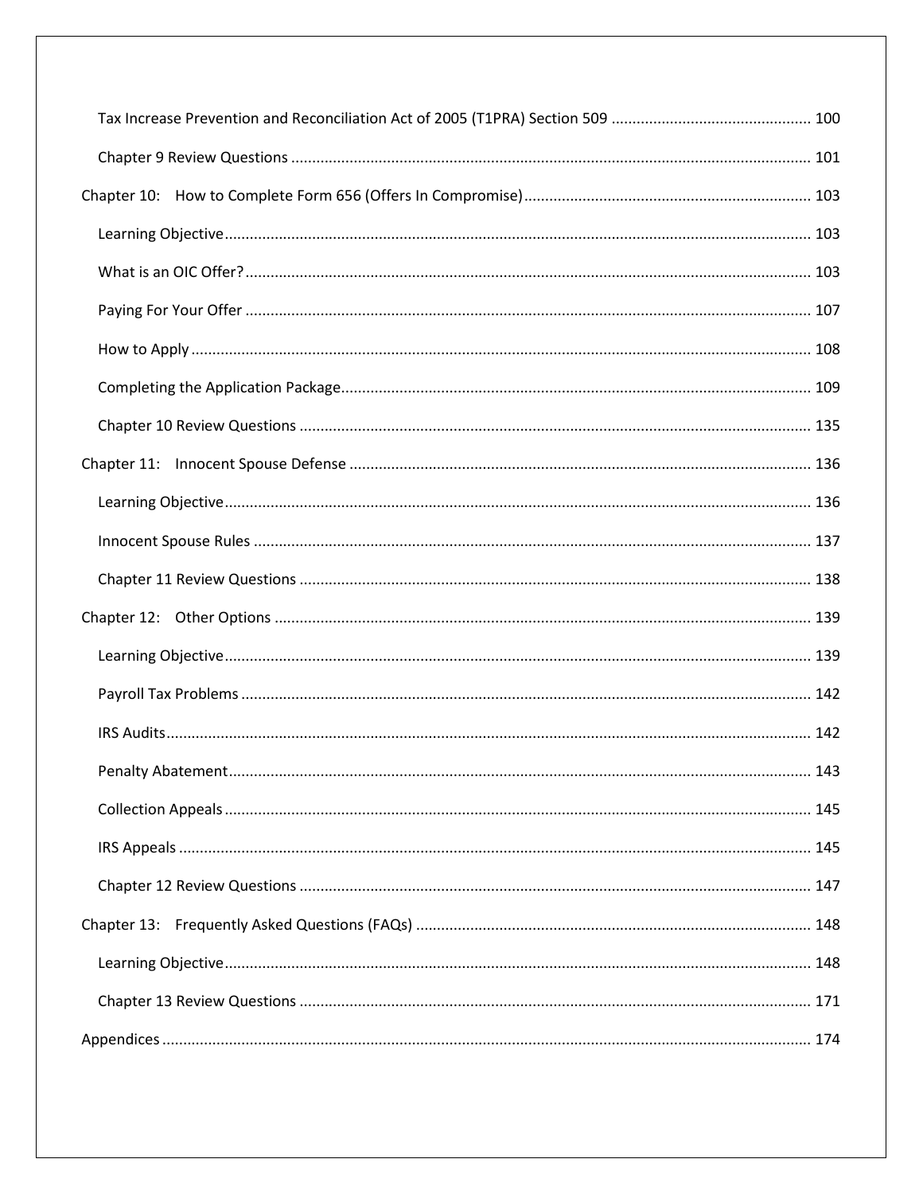Tax Increase Prevention and Reconciliation Act of 2005 (T1PRA) Section 509 ............................................... 100

Chapter 9 Review Questions ............................................................................................................................. 101

Chapter 10: How to Complete Form 656 (Offers In Compromise) ..................................................................... 103

Learning Objective ............................................................................................................................................ 103

What is an OIC Offer? ....................................................................................................................................... 103

Paying For Your Offer ....................................................................................................................................... 107

How to Apply .................................................................................................................................................... 108

Completing the Application Package ................................................................................................................ 109

Chapter 10 Review Questions ........................................................................................................................... 135

Chapter 11: Innocent Spouse Defense ............................................................................................................... 136

Learning Objective ............................................................................................................................................ 136

Innocent Spouse Rules ..................................................................................................................................... 137

Chapter 11 Review Questions ........................................................................................................................... 138

Chapter 12: Other Options ................................................................................................................................ 139

Learning Objective ............................................................................................................................................ 139

Payroll Tax Problems ........................................................................................................................................ 142

IRS Audits .......................................................................................................................................................... 142

Penalty Abatement ........................................................................................................................................... 143

Collection Appeals ............................................................................................................................................ 145

IRS Appeals ....................................................................................................................................................... 145

Chapter 12 Review Questions ........................................................................................................................... 147

Chapter 13: Frequently Asked Questions (FAQs) .............................................................................................. 148

Learning Objective ............................................................................................................................................ 148

Chapter 13 Review Questions ........................................................................................................................... 171

Appendices ........................................................................................................................................................ 174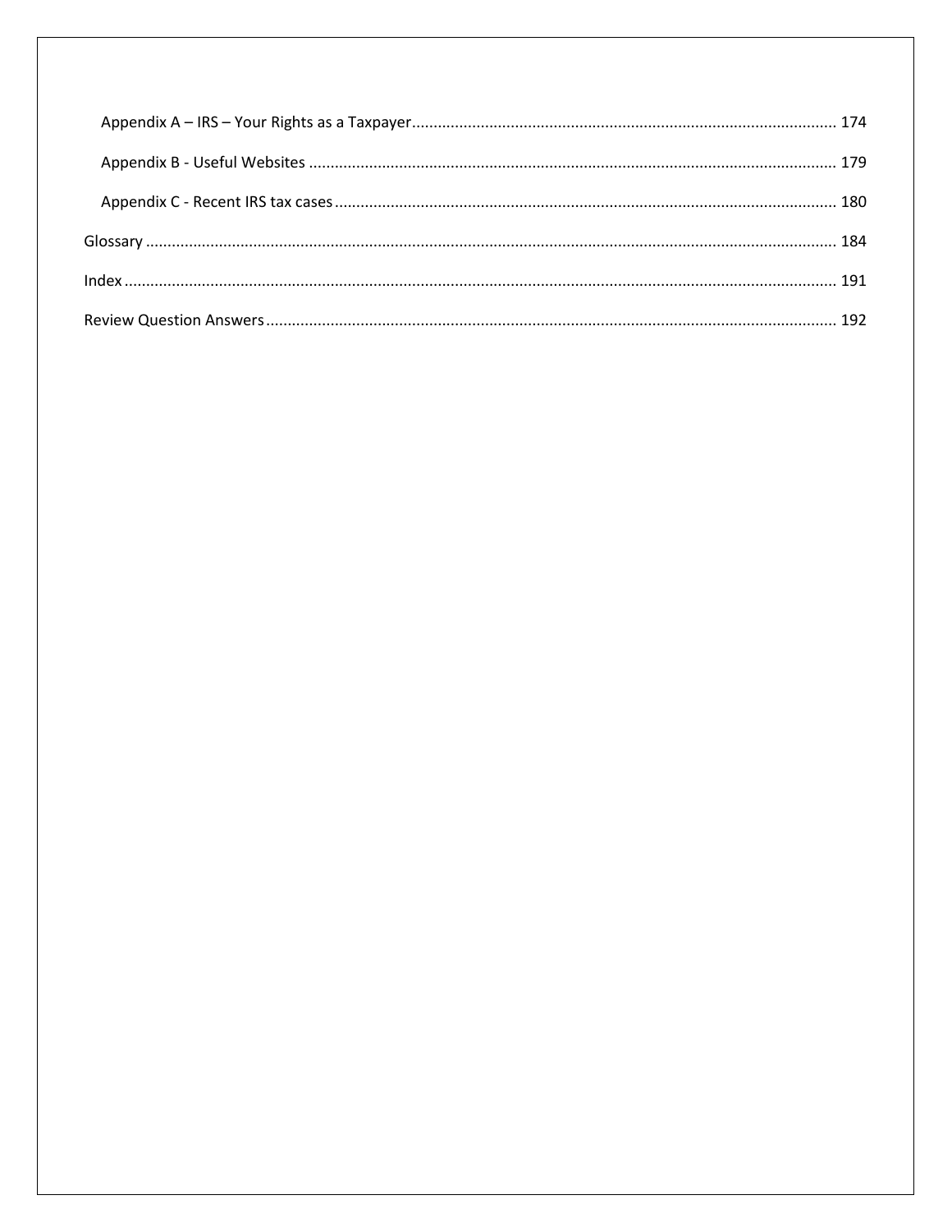- Appendix A – IRS – Your Rights as a Taxpayer .......... 174
- Appendix B - Useful Websites .......... 179
- Appendix C - Recent IRS tax cases .......... 180

Glossary .......... 184

Index .......... 191

Review Question Answers .......... 192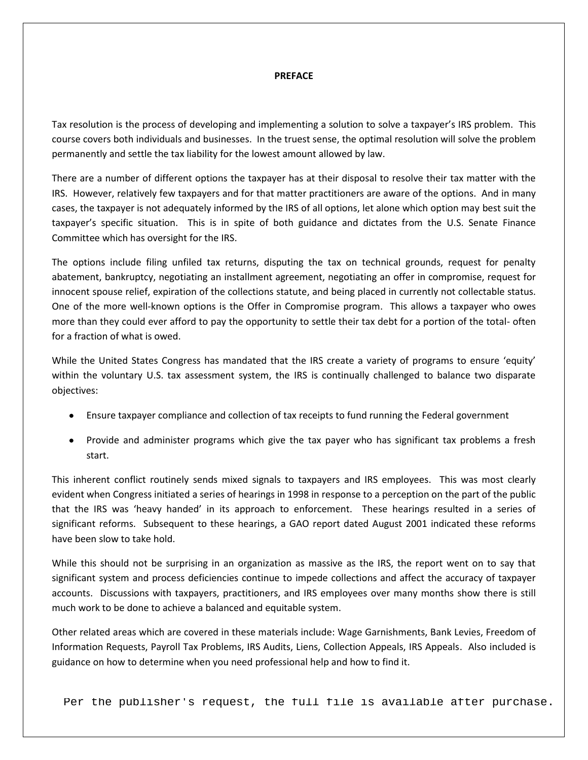## PREFACE

Tax resolution is the process of developing and implementing a solution to solve a taxpayer's IRS problem. This course covers both individuals and businesses. In the truest sense, the optimal resolution will solve the problem permanently and settle the tax liability for the lowest amount allowed by law.

There are a number of different options the taxpayer has at their disposal to resolve their tax matter with the IRS. However, relatively few taxpayers and for that matter practitioners are aware of the options. And in many cases, the taxpayer is not adequately informed by the IRS of all options, let alone which option may best suit the taxpayer's specific situation. This is in spite of both guidance and dictates from the U.S. Senate Finance Committee which has oversight for the IRS.

The options include filing unfiled tax returns, disputing the tax on technical grounds, request for penalty abatement, bankruptcy, negotiating an installment agreement, negotiating an offer in compromise, request for innocent spouse relief, expiration of the collections statute, and being placed in currently not collectable status. One of the more well-known options is the Offer in Compromise program. This allows a taxpayer who owes more than they could ever afford to pay the opportunity to settle their tax debt for a portion of the total- often for a fraction of what is owed.

While the United States Congress has mandated that the IRS create a variety of programs to ensure 'equity' within the voluntary U.S. tax assessment system, the IRS is continually challenged to balance two disparate objectives:

- Ensure taxpayer compliance and collection of tax receipts to fund running the Federal government
- Provide and administer programs which give the tax payer who has significant tax problems a fresh start.

This inherent conflict routinely sends mixed signals to taxpayers and IRS employees. This was most clearly evident when Congress initiated a series of hearings in 1998 in response to a perception on the part of the public that the IRS was 'heavy handed' in its approach to enforcement. These hearings resulted in a series of significant reforms. Subsequent to these hearings, a GAO report dated August 2001 indicated these reforms have been slow to take hold.

While this should not be surprising in an organization as massive as the IRS, the report went on to say that significant system and process deficiencies continue to impede collections and affect the accuracy of taxpayer accounts. Discussions with taxpayers, practitioners, and IRS employees over many months show there is still much work to be done to achieve a balanced and equitable system.

Other related areas which are covered in these materials include: Wage Garnishments, Bank Levies, Freedom of Information Requests, Payroll Tax Problems, IRS Audits, Liens, Collection Appeals, IRS Appeals. Also included is guidance on how to determine when you need professional help and how to find it.

Per the publisher's request, the full file is available after purchase.